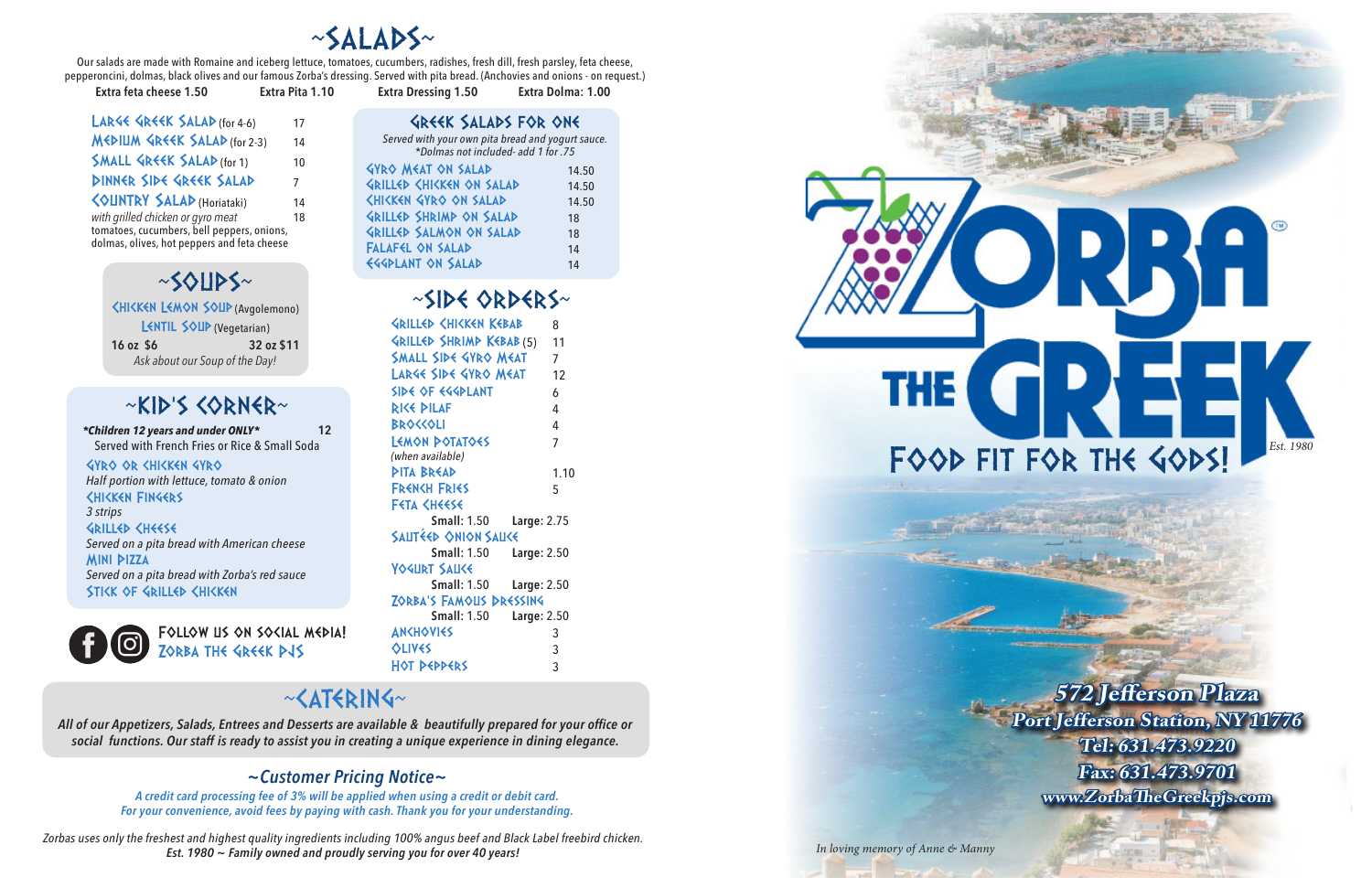# ~SALADS~

Our salads are made with Romaine and iceberg lettuce, tomatoes, cucumbers, radishes, fresh dill, fresh parsley, feta cheese, pepperoncini, dolmas, black olives and our famous Zorba's dressing. Served with pita bread. (Anchovies and onions - on request.)

**Extra feta cheese 1.50** **Extra Pita 1.10** **Extra Dressing 1.50** **Extra Dolma: 1.00**

| Item | Price |
|---|---|
| LARGE GREEK SALAD (for 4-6) | 17 |
| MEDIUM GREEK SALAD (for 2-3) | 14 |
| SMALL GREEK SALAD (for 1) | 10 |
| DINNER SIDE GREEK SALAD | 7 |
| COUNTRY SALAD (Horiataki) | 14 |
| *with grilled chicken or gyro meat* | 18 |

tomatoes, cucumbers, bell peppers, onions, dolmas, olives, hot peppers and feta cheese

## GREEK SALADS FOR ONE

*Served with your own pita bread and yogurt sauce.*
*\*Dolmas not included- add 1 for .75*

| Item | Price |
|---|---|
| GYRO MEAT ON SALAD | 14.50 |
| GRILLED CHICKEN ON SALAD | 14.50 |
| CHICKEN GYRO ON SALAD | 14.50 |
| GRILLED SHRIMP ON SALAD | 18 |
| GRILLED SALMON ON SALAD | 18 |
| FALAFEL ON SALAD | 14 |
| EGGPLANT ON SALAD | 14 |

# ~SOUPS~

CHICKEN LEMON SOUP (Avgolemono)

LENTIL SOUP (Vegetarian)

**16 oz $6** **32 oz $11**

*Ask about our Soup of the Day!*

# ~KID'S CORNER~

***Children 12 years and under ONLY*** **12**

Served with French Fries or Rice & Small Soda

GYRO OR CHICKEN GYRO
*Half portion with lettuce, tomato & onion*

CHICKEN FINGERS
*3 strips*

GRILLED CHEESE
*Served on a pita bread with American cheese*

MINI PIZZA
*Served on a pita bread with Zorba's red sauce*

STICK OF GRILLED CHICKEN

FOLLOW US ON SOCIAL MEDIA!
ZORBA THE GREEK PJS

# ~SIDE ORDERS~

| Item | Price |
|---|---|
| GRILLED CHICKEN KEBAB | 8 |
| GRILLED SHRIMP KEBAB (5) | 11 |
| SMALL SIDE GYRO MEAT | 7 |
| LARGE SIDE GYRO MEAT | 12 |
| SIDE OF EGGPLANT | 6 |
| RICE PILAF | 4 |
| BROCCOLI | 4 |
| LEMON POTATOES *(when available)* | 7 |
| PITA BREAD | 1.10 |
| FRENCH FRIES | 5 |
| FETA CHEESE | **Small:** 1.50 **Large:** 2.75 |
| SAUTÉED ONION SAUCE | **Small:** 1.50 **Large:** 2.50 |
| YOGURT SAUCE | **Small:** 1.50 **Large:** 2.50 |
| ZORBA'S FAMOUS DRESSING | **Small:** 1.50 **Large:** 2.50 |
| ANCHOVIES | 3 |
| OLIVES | 3 |
| HOT PEPPERS | 3 |

# ~CATERING~

*All of our Appetizers, Salads, Entrees and Desserts are available & beautifully prepared for your office or social functions. Our staff is ready to assist you in creating a unique experience in dining elegance.*

## ~Customer Pricing Notice~

*A credit card processing fee of 3% will be applied when using a credit or debit card.*
*For your convenience, avoid fees by paying with cash. Thank you for your understanding.*

*Zorbas uses only the freshest and highest quality ingredients including 100% angus beef and Black Label freebird chicken.*
***Est. 1980 ~ Family owned and proudly serving you for over 40 years!***

# ZORBA THE GREEK

FOOD FIT FOR THE GODS!

*Est. 1980*

**572 Jefferson Plaza**
**Port Jefferson Station, NY 11776**
**Tel: 631.473.9220**
**Fax: 631.473.9701**
**www.ZorbaTheGreekpjs.com**

*In loving memory of Anne & Manny*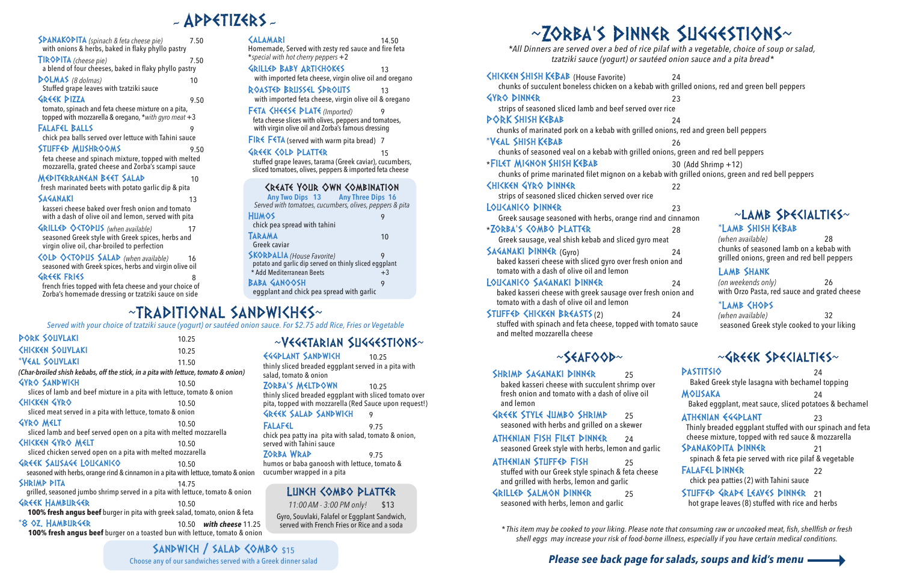## ~ APPETIZERS ~

**SPANAKOPITA** *(spinach & feta cheese pie)* 7.50
with onions & herbs, baked in flaky phyllo pastry

**TIROPITA** *(cheese pie)* 7.50
a blend of four cheeses, baked in flaky phyllo pastry

**DOLMAS** *(8 dolmas)* 10
Stuffed grape leaves with tzatziki sauce

**GREEK PIZZA** 9.50
tomato, spinach and feta cheese mixture on a pita, topped with mozzarella & oregano, *with gyro meat +3

**FALAFEL BALLS** 9
chick pea balls served over lettuce with Tahini sauce

**STUFFED MUSHROOMS** 9.50
feta cheese and spinach mixture, topped with melted mozzarella, grated cheese and Zorba's scampi sauce

**MEDITERRANEAN BEET SALAD** 10
fresh marinated beets with potato garlic dip & pita

**SAGANAKI** 13
kasseri cheese baked over fresh onion and tomato with a dash of olive oil and lemon, served with pita

**GRILLED OCTOPUS** *(when available)* 17
seasoned Greek style with Greek spices, herbs and virgin olive oil, char-broiled to perfection

**COLD OCTOPUS SALAD** *(when available)* 16
seasoned with Greek spices, herbs and virgin olive oil

**GREEK FRIES** 8
french fries topped with feta cheese and your choice of Zorba's homemade dressing or tzatziki sauce on side

**CALAMARI** 14.50
Homemade, Served with zesty red sauce and fire feta
*special with hot cherry peppers +2

**GRILLED BABY ARTICHOKES** 13
with imported feta cheese, virgin olive oil and oregano

**ROASTED BRUSSEL SPROUTS** 13
with imported feta cheese, virgin olive oil & oregano

**FETA CHEESE PLATE** *(Imported)* 9
feta cheese slices with olives, peppers and tomatoes, with virgin olive oil and Zorba's famous dressing

**FIRE FETA** (served with warm pita bread) 7

**GREEK COLD PLATTER** 15
stuffed grape leaves, tarama (Greek caviar), cucumbers, sliced tomatoes, olives, peppers & imported feta cheese

### CREATE YOUR OWN COMBINATION

Any Two Dips 13 Any Three Dips 16
*Served with tomatoes, cucumbers, olives, peppers & pita*

**HUMOS** 9
chick pea spread with tahini

**TARAMA** 10
Greek caviar

**SKORDALIA** *(House Favorite)* 9
potato and garlic dip served on thinly sliced eggplant
* Add Mediterranean Beets +3

**BABA GANOOSH** 9
eggplant and chick pea spread with garlic

## ~TRADITIONAL SANDWICHES~

*Served with your choice of tzatziki sauce (yogurt) or sautéed onion sauce. For $2.75 add Rice, Fries or Vegetable*

**PORK SOUVLAKI** 10.25

**CHICKEN SOUVLAKI** 10.25

***VEAL SOUVLAKI** 11.50

***(Char-broiled shish kebabs, off the stick, in a pita with lettuce, tomato & onion)***

**GYRO SANDWICH** 10.50
slices of lamb and beef mixture in a pita with lettuce, tomato & onion

**CHICKEN GYRO** 10.50
sliced meat served in a pita with lettuce, tomato & onion

**GYRO MELT** 10.50
sliced lamb and beef served open on a pita with melted mozzarella

**CHICKEN GYRO MELT** 10.50
sliced chicken served open on a pita with melted mozzarella

**GREEK SAUSAGE LOUKANIKO** 10.50
seasoned with herbs, orange rind & cinnamon in a pita with lettuce, tomato & onion

**SHRIMP PITA** 14.75
grilled, seasoned jumbo shrimp served in a pita with lettuce, tomato & onion

**GREEK HAMBURGER** 10.50
**100% fresh angus beef** burger in pita with greek salad, tomato, onion & feta

***8 OZ. HAMBURGER** 10.50 ***with cheese*** 11.25
**100% fresh angus beef** burger on a toasted bun with lettuce, tomato & onion

## ~VEGETARIAN SUGGESTIONS~

**EGGPLANT SANDWICH** 10.25
thinly sliced breaded eggplant served in a pita with salad, tomato & onion

**ZORBA'S MELTDOWN** 10.25
thinly sliced breaded eggplant with sliced tomato over pita, topped with mozzarella (Red Sauce upon request!)

**GREEK SALAD SANDWICH** 9

**FALAFEL** 9.75
chick pea patty ina pita with salad, tomato & onion, served with Tahini sauce

**ZORBA WRAP** 9.75
humos or baba ganoosh with lettuce, tomato & cucumber wrapped in a pita

### LUNCH COMBO PLATTER

*11:00 AM - 3:00 PM only!* $13
Gyro, Souvlaki, Falafel or Eggplant Sandwich, served with French Fries or Rice and a soda

### SANDWICH / SALAD COMBO $15

Choose any of our sandwiches served with a Greek dinner salad

## ~ZORBA'S DINNER SUGGESTIONS~

*\*All Dinners are served over a bed of rice pilaf with a vegetable, choice of soup or salad, tzatziki sauce (yogurt) or sautéed onion sauce and a pita bread*

**CHICKEN SHISH KEBAB** (House Favorite) 24
chunks of succulent boneless chicken on a kebab with grilled onions, red and green bell peppers

**GYRO DINNER** 23
strips of seasoned sliced lamb and beef served over rice

**PORK SHISH KEBAB** 24
chunks of marinated pork on a kebab with grilled onions, red and green bell peppers

***VEAL SHISH KEBAB** 26
chunks of seasoned veal on a kebab with grilled onions, green and red bell peppers

***FILET MIGNON SHISH KEBAB** 30 (Add Shrimp +12)
chunks of prime marinated filet mignon on a kebab with grilled onions, green and red bell peppers

**CHICKEN GYRO DINNER** 22
strips of seasoned sliced chicken served over rice

**LOUKANIKO DINNER** 23
Greek sausage seasoned with herbs, orange rind and cinnamon

***ZORBA'S COMBO PLATTER** 28
Greek sausage, veal shish kebab and sliced gyro meat

**SAGANAKI DINNER** (Gyro) 24
baked kasseri cheese with sliced gyro over fresh onion and tomato with a dash of olive oil and lemon

**LOUKANIKO SAGANAKI DINNER** 24
baked kasseri cheese with greek sausage over fresh onion and tomato with a dash of olive oil and lemon

**STUFFED CHICKEN BREASTS** (2) 24
stuffed with spinach and feta cheese, topped with tomato sauce and melted mozzarella cheese

## ~LAMB SPECIALTIES~

***LAMB SHISH KEBAB**
*(when available)* 28
chunks of seasoned lamb on a kebab with grilled onions, green and red bell peppers

**LAMB SHANK**
*(on weekends only)* 26
with Orzo Pasta, red sauce and grated cheese

***LAMB CHOPS**
*(when available)* 32
seasoned Greek style cooked to your liking

## ~SEAFOOD~

**SHRIMP SAGANAKI DINNER** 25
baked kasseri cheese with succulent shrimp over fresh onion and tomato with a dash of olive oil and lemon

**GREEK STYLE JUMBO SHRIMP** 25
seasoned with herbs and grilled on a skewer

**ATHENIAN FISH FILET DINNER** 24
seasoned Greek style with herbs, lemon and garlic

**ATHENIAN STUFFED FISH** 25
stuffed with our Greek style spinach & feta cheese and grilled with herbs, lemon and garlic

**GRILLED SALMON DINNER** 25
seasoned with herbs, lemon and garlic

## ~GREEK SPECIALTIES~

**PASTITSIO** 24
Baked Greek style lasagna with bechamel topping

**MOUSAKA** 24
Baked eggplant, meat sauce, sliced potatoes & bechamel

**ATHENIAN EGGPLANT** 23
Thinly breaded eggplant stuffed with our spinach and feta cheese mixture, topped with red sauce & mozzarella

**SPANAKOPITA DINNER** 21
spinach & feta pie served with rice pilaf & vegetable

**FALAFEL DINNER** 22
chick pea patties (2) with Tahini sauce

**STUFFED GRAPE LEAVES DINNER** 21
hot grape leaves (8) stuffed with rice and herbs

*\* This item may be cooked to your liking. Please note that consuming raw or uncooked meat, fish, shellfish or fresh shell eggs may increase your risk of food-borne illness, especially if you have certain medical conditions.*

***Please see back page for salads, soups and kid's menu →***